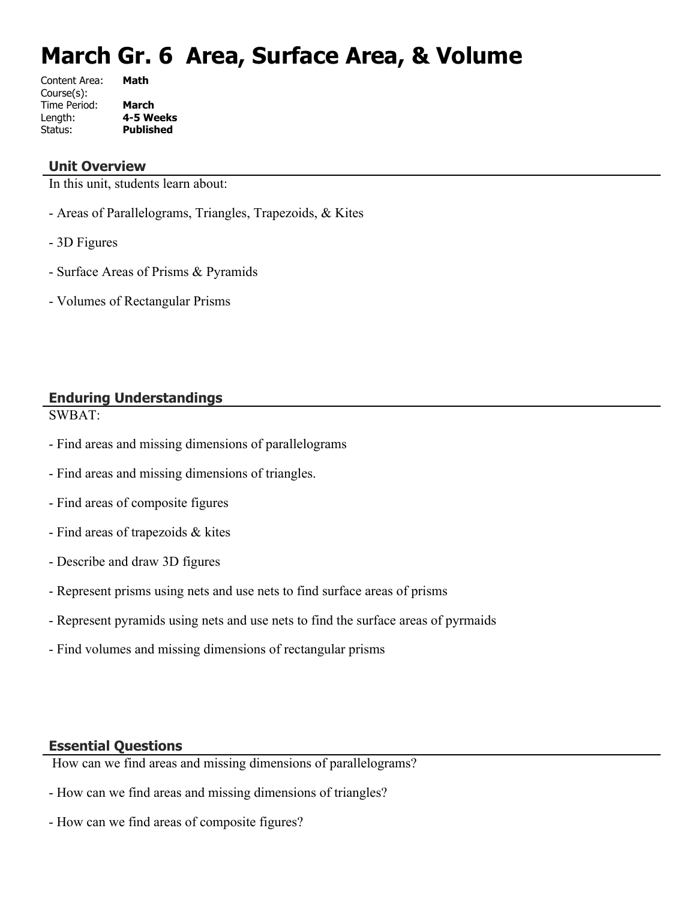# March Gr. 6 Area, Surface Area, & Volume

| | |
|---|---|
| Content Area: | **Math** |
| Course(s): | |
| Time Period: | **March** |
| Length: | **4-5 Weeks** |
| Status: | **Published** |

## Unit Overview

In this unit, students learn about:

- Areas of Parallelograms, Triangles, Trapezoids, & Kites

- 3D Figures

- Surface Areas of Prisms & Pyramids

- Volumes of Rectangular Prisms

## Enduring Understandings

SWBAT:

- Find areas and missing dimensions of parallelograms

- Find areas and missing dimensions of triangles.

- Find areas of composite figures

- Find areas of trapezoids & kites

- Describe and draw 3D figures

- Represent prisms using nets and use nets to find surface areas of prisms

- Represent pyramids using nets and use nets to find the surface areas of pyrmaids

- Find volumes and missing dimensions of rectangular prisms

## Essential Questions

How can we find areas and missing dimensions of parallelograms?

- How can we find areas and missing dimensions of triangles?

- How can we find areas of composite figures?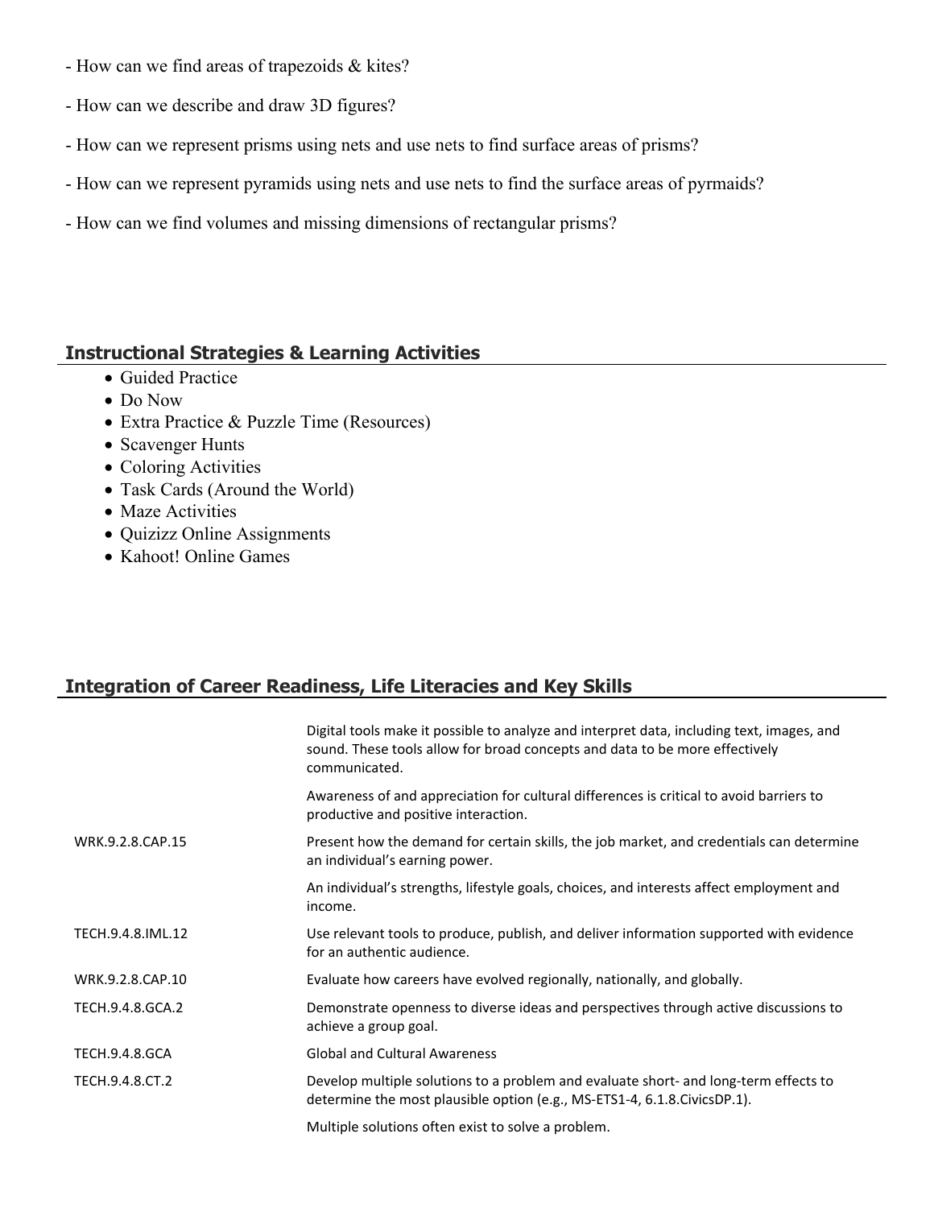- How can we find areas of trapezoids & kites?

- How can we describe and draw 3D figures?

- How can we represent prisms using nets and use nets to find surface areas of prisms?

- How can we represent pyramids using nets and use nets to find the surface areas of pyrmaids?

- How can we find volumes and missing dimensions of rectangular prisms?

## Instructional Strategies & Learning Activities

- Guided Practice
- Do Now
- Extra Practice & Puzzle Time (Resources)
- Scavenger Hunts
- Coloring Activities
- Task Cards (Around the World)
- Maze Activities
- Quizizz Online Assignments
- Kahoot! Online Games

## Integration of Career Readiness, Life Literacies and Key Skills

| | |
|---|---|
| | Digital tools make it possible to analyze and interpret data, including text, images, and sound. These tools allow for broad concepts and data to be more effectively communicated. |
| | Awareness of and appreciation for cultural differences is critical to avoid barriers to productive and positive interaction. |
| WRK.9.2.8.CAP.15 | Present how the demand for certain skills, the job market, and credentials can determine an individual's earning power. |
| | An individual's strengths, lifestyle goals, choices, and interests affect employment and income. |
| TECH.9.4.8.IML.12 | Use relevant tools to produce, publish, and deliver information supported with evidence for an authentic audience. |
| WRK.9.2.8.CAP.10 | Evaluate how careers have evolved regionally, nationally, and globally. |
| TECH.9.4.8.GCA.2 | Demonstrate openness to diverse ideas and perspectives through active discussions to achieve a group goal. |
| TECH.9.4.8.GCA | Global and Cultural Awareness |
| TECH.9.4.8.CT.2 | Develop multiple solutions to a problem and evaluate short- and long-term effects to determine the most plausible option (e.g., MS-ETS1-4, 6.1.8.CivicsDP.1). |
| | Multiple solutions often exist to solve a problem. |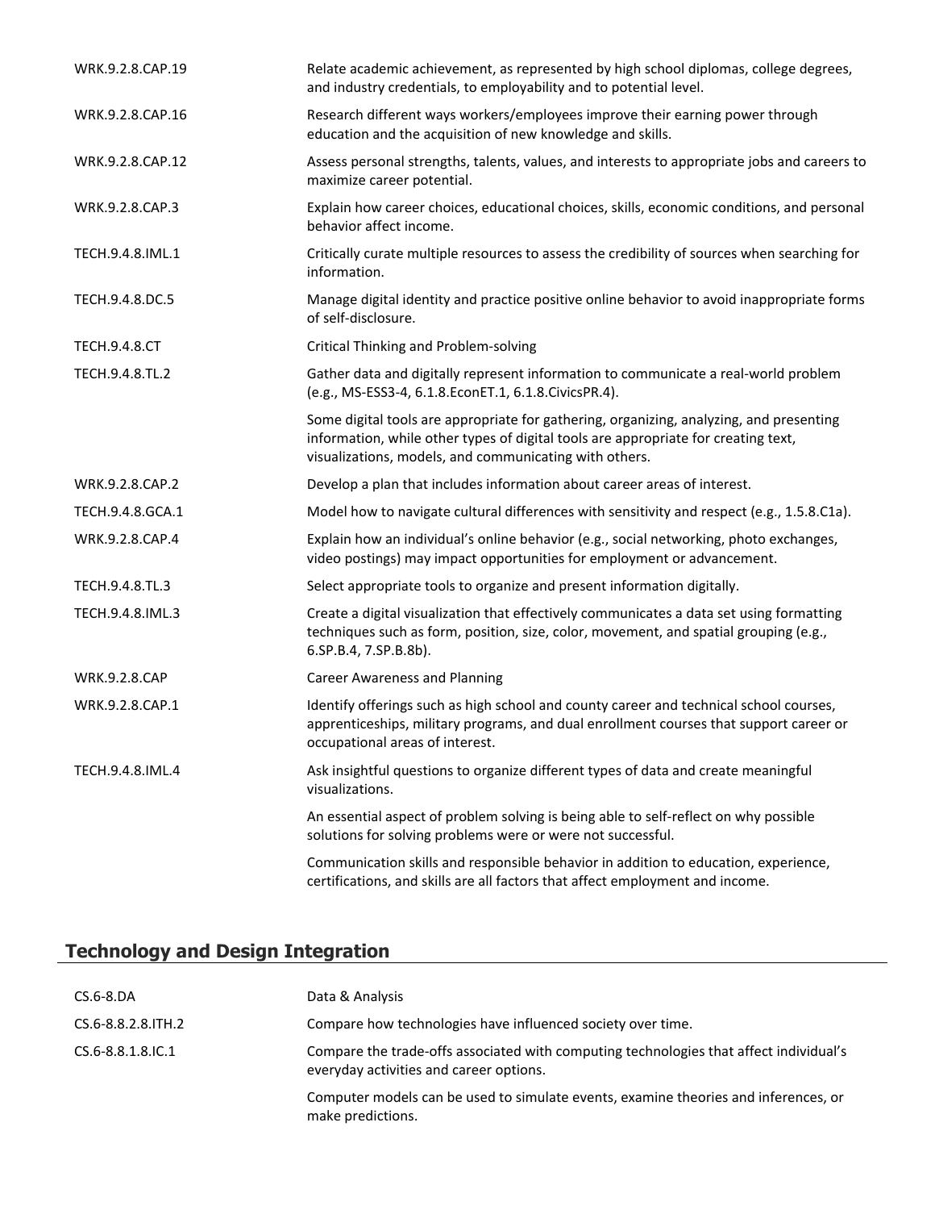| | |
|---|---|
| WRK.9.2.8.CAP.19 | Relate academic achievement, as represented by high school diplomas, college degrees, and industry credentials, to employability and to potential level. |
| WRK.9.2.8.CAP.16 | Research different ways workers/employees improve their earning power through education and the acquisition of new knowledge and skills. |
| WRK.9.2.8.CAP.12 | Assess personal strengths, talents, values, and interests to appropriate jobs and careers to maximize career potential. |
| WRK.9.2.8.CAP.3 | Explain how career choices, educational choices, skills, economic conditions, and personal behavior affect income. |
| TECH.9.4.8.IML.1 | Critically curate multiple resources to assess the credibility of sources when searching for information. |
| TECH.9.4.8.DC.5 | Manage digital identity and practice positive online behavior to avoid inappropriate forms of self-disclosure. |
| TECH.9.4.8.CT | Critical Thinking and Problem-solving |
| TECH.9.4.8.TL.2 | Gather data and digitally represent information to communicate a real-world problem (e.g., MS-ESS3-4, 6.1.8.EconET.1, 6.1.8.CivicsPR.4). |
| | Some digital tools are appropriate for gathering, organizing, analyzing, and presenting information, while other types of digital tools are appropriate for creating text, visualizations, models, and communicating with others. |
| WRK.9.2.8.CAP.2 | Develop a plan that includes information about career areas of interest. |
| TECH.9.4.8.GCA.1 | Model how to navigate cultural differences with sensitivity and respect (e.g., 1.5.8.C1a). |
| WRK.9.2.8.CAP.4 | Explain how an individual's online behavior (e.g., social networking, photo exchanges, video postings) may impact opportunities for employment or advancement. |
| TECH.9.4.8.TL.3 | Select appropriate tools to organize and present information digitally. |
| TECH.9.4.8.IML.3 | Create a digital visualization that effectively communicates a data set using formatting techniques such as form, position, size, color, movement, and spatial grouping (e.g., 6.SP.B.4, 7.SP.B.8b). |
| WRK.9.2.8.CAP | Career Awareness and Planning |
| WRK.9.2.8.CAP.1 | Identify offerings such as high school and county career and technical school courses, apprenticeships, military programs, and dual enrollment courses that support career or occupational areas of interest. |
| TECH.9.4.8.IML.4 | Ask insightful questions to organize different types of data and create meaningful visualizations. |
| | An essential aspect of problem solving is being able to self-reflect on why possible solutions for solving problems were or were not successful. |
| | Communication skills and responsible behavior in addition to education, experience, certifications, and skills are all factors that affect employment and income. |

## Technology and Design Integration

| | |
|---|---|
| CS.6-8.DA | Data & Analysis |
| CS.6-8.8.2.8.ITH.2 | Compare how technologies have influenced society over time. |
| CS.6-8.8.1.8.IC.1 | Compare the trade-offs associated with computing technologies that affect individual's everyday activities and career options. |
| | Computer models can be used to simulate events, examine theories and inferences, or make predictions. |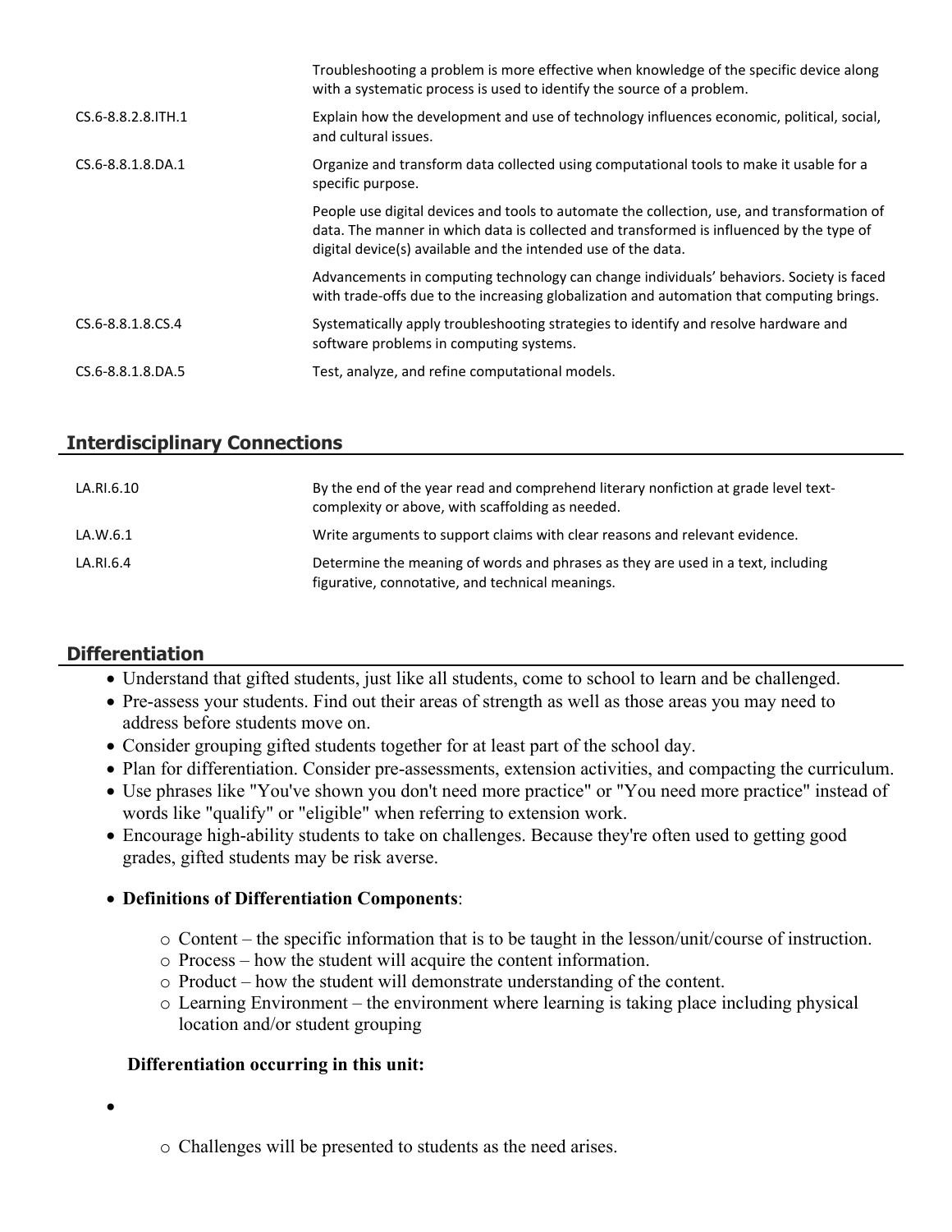| | |
|---|---|
| | Troubleshooting a problem is more effective when knowledge of the specific device along with a systematic process is used to identify the source of a problem. |
| CS.6-8.8.2.8.ITH.1 | Explain how the development and use of technology influences economic, political, social, and cultural issues. |
| CS.6-8.8.1.8.DA.1 | Organize and transform data collected using computational tools to make it usable for a specific purpose. |
| | People use digital devices and tools to automate the collection, use, and transformation of data. The manner in which data is collected and transformed is influenced by the type of digital device(s) available and the intended use of the data. |
| | Advancements in computing technology can change individuals' behaviors. Society is faced with trade-offs due to the increasing globalization and automation that computing brings. |
| CS.6-8.8.1.8.CS.4 | Systematically apply troubleshooting strategies to identify and resolve hardware and software problems in computing systems. |
| CS.6-8.8.1.8.DA.5 | Test, analyze, and refine computational models. |

## Interdisciplinary Connections

| | |
|---|---|
| LA.RI.6.10 | By the end of the year read and comprehend literary nonfiction at grade level text-complexity or above, with scaffolding as needed. |
| LA.W.6.1 | Write arguments to support claims with clear reasons and relevant evidence. |
| LA.RI.6.4 | Determine the meaning of words and phrases as they are used in a text, including figurative, connotative, and technical meanings. |

## Differentiation

- Understand that gifted students, just like all students, come to school to learn and be challenged.
- Pre-assess your students. Find out their areas of strength as well as those areas you may need to address before students move on.
- Consider grouping gifted students together for at least part of the school day.
- Plan for differentiation. Consider pre-assessments, extension activities, and compacting the curriculum.
- Use phrases like "You've shown you don't need more practice" or "You need more practice" instead of words like "qualify" or "eligible" when referring to extension work.
- Encourage high-ability students to take on challenges. Because they're often used to getting good grades, gifted students may be risk averse.
- **Definitions of Differentiation Components**:
  - Content – the specific information that is to be taught in the lesson/unit/course of instruction.
  - Process – how the student will acquire the content information.
  - Product – how the student will demonstrate understanding of the content.
  - Learning Environment – the environment where learning is taking place including physical location and/or student grouping

**Differentiation occurring in this unit:**

- 
  - Challenges will be presented to students as the need arises.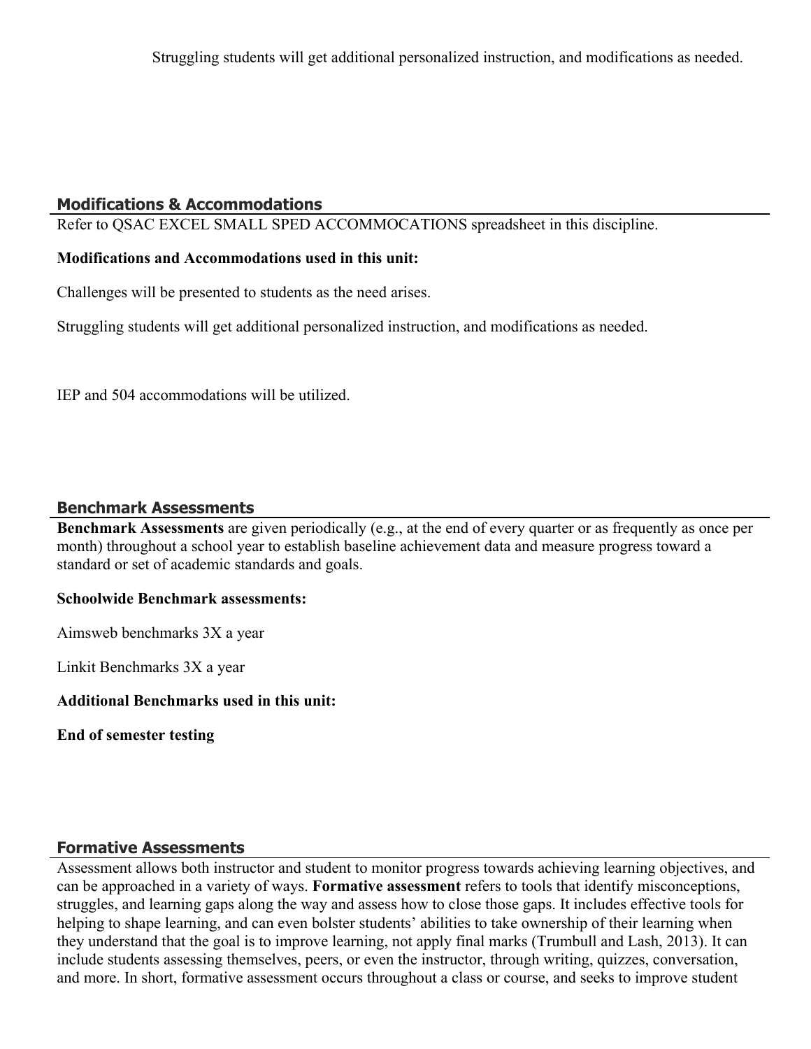Struggling students will get additional personalized instruction, and modifications as needed.

## Modifications & Accommodations

Refer to QSAC EXCEL SMALL SPED ACCOMMOCATIONS spreadsheet in this discipline.

**Modifications and Accommodations used in this unit:**

Challenges will be presented to students as the need arises.

Struggling students will get additional personalized instruction, and modifications as needed.

IEP and 504 accommodations will be utilized.

## Benchmark Assessments

**Benchmark Assessments** are given periodically (e.g., at the end of every quarter or as frequently as once per month) throughout a school year to establish baseline achievement data and measure progress toward a standard or set of academic standards and goals.

**Schoolwide Benchmark assessments:**

Aimsweb benchmarks 3X a year

Linkit Benchmarks 3X a year

**Additional Benchmarks used in this unit:**

**End of semester testing**

## Formative Assessments

Assessment allows both instructor and student to monitor progress towards achieving learning objectives, and can be approached in a variety of ways. **Formative assessment** refers to tools that identify misconceptions, struggles, and learning gaps along the way and assess how to close those gaps. It includes effective tools for helping to shape learning, and can even bolster students' abilities to take ownership of their learning when they understand that the goal is to improve learning, not apply final marks (Trumbull and Lash, 2013). It can include students assessing themselves, peers, or even the instructor, through writing, quizzes, conversation, and more. In short, formative assessment occurs throughout a class or course, and seeks to improve student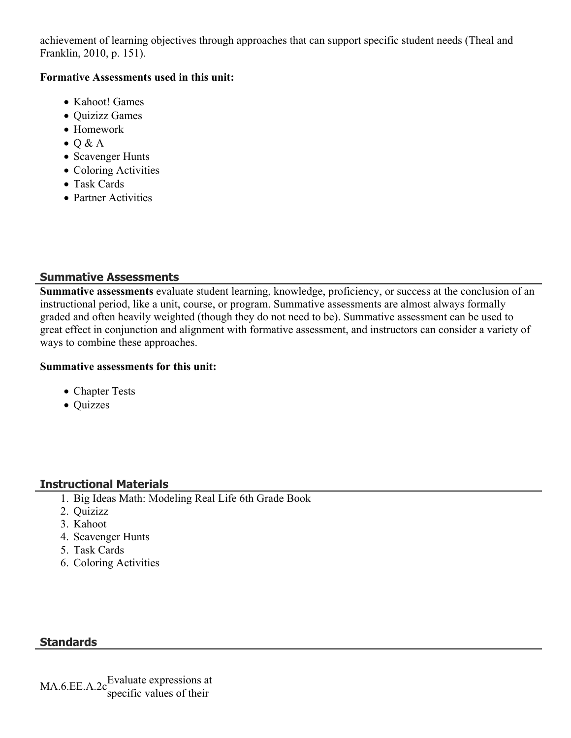achievement of learning objectives through approaches that can support specific student needs (Theal and Franklin, 2010, p. 151).

**Formative Assessments used in this unit:**

- Kahoot! Games
- Quizizz Games
- Homework
- Q & A
- Scavenger Hunts
- Coloring Activities
- Task Cards
- Partner Activities

## Summative Assessments

**Summative assessments** evaluate student learning, knowledge, proficiency, or success at the conclusion of an instructional period, like a unit, course, or program. Summative assessments are almost always formally graded and often heavily weighted (though they do not need to be). Summative assessment can be used to great effect in conjunction and alignment with formative assessment, and instructors can consider a variety of ways to combine these approaches.

**Summative assessments for this unit:**

- Chapter Tests
- Quizzes

## Instructional Materials

1. Big Ideas Math: Modeling Real Life 6th Grade Book
2. Quizizz
3. Kahoot
4. Scavenger Hunts
5. Task Cards
6. Coloring Activities

## Standards

MA.6.EE.A.2c Evaluate expressions at specific values of their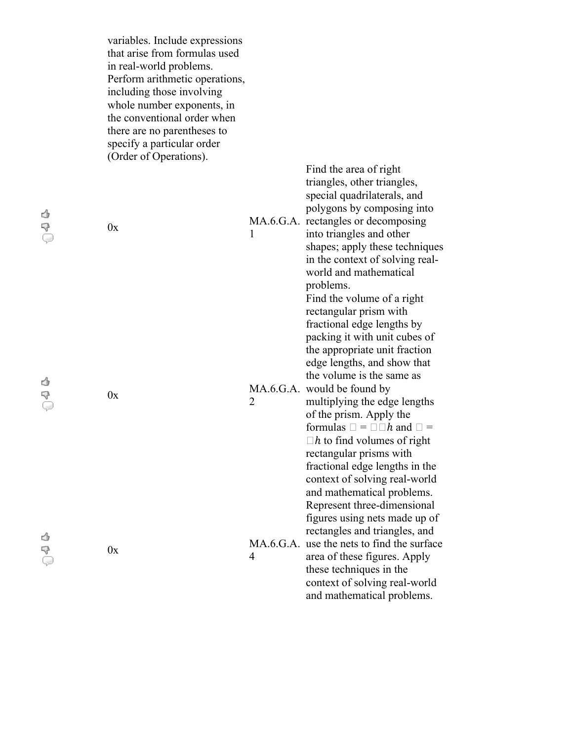| | | | |
|---|---|---|---|
| | variables. Include expressions that arise from formulas used in real-world problems. Perform arithmetic operations, including those involving whole number exponents, in the conventional order when there are no parentheses to specify a particular order (Order of Operations). | | |
| | 0x | MA.6.G.A.1 | Find the area of right triangles, other triangles, special quadrilaterals, and polygons by composing into rectangles or decomposing into triangles and other shapes; apply these techniques in the context of solving real-world and mathematical problems. |
| | 0x | MA.6.G.A.2 | Find the volume of a right rectangular prism with fractional edge lengths by packing it with unit cubes of the appropriate unit fraction edge lengths, and show that the volume is the same as would be found by multiplying the edge lengths of the prism. Apply the formulas □ = □□$h$ and □ = □$h$ to find volumes of right rectangular prisms with fractional edge lengths in the context of solving real-world and mathematical problems. |
| | 0x | MA.6.G.A.4 | Represent three-dimensional figures using nets made up of rectangles and triangles, and use the nets to find the surface area of these figures. Apply these techniques in the context of solving real-world and mathematical problems. |